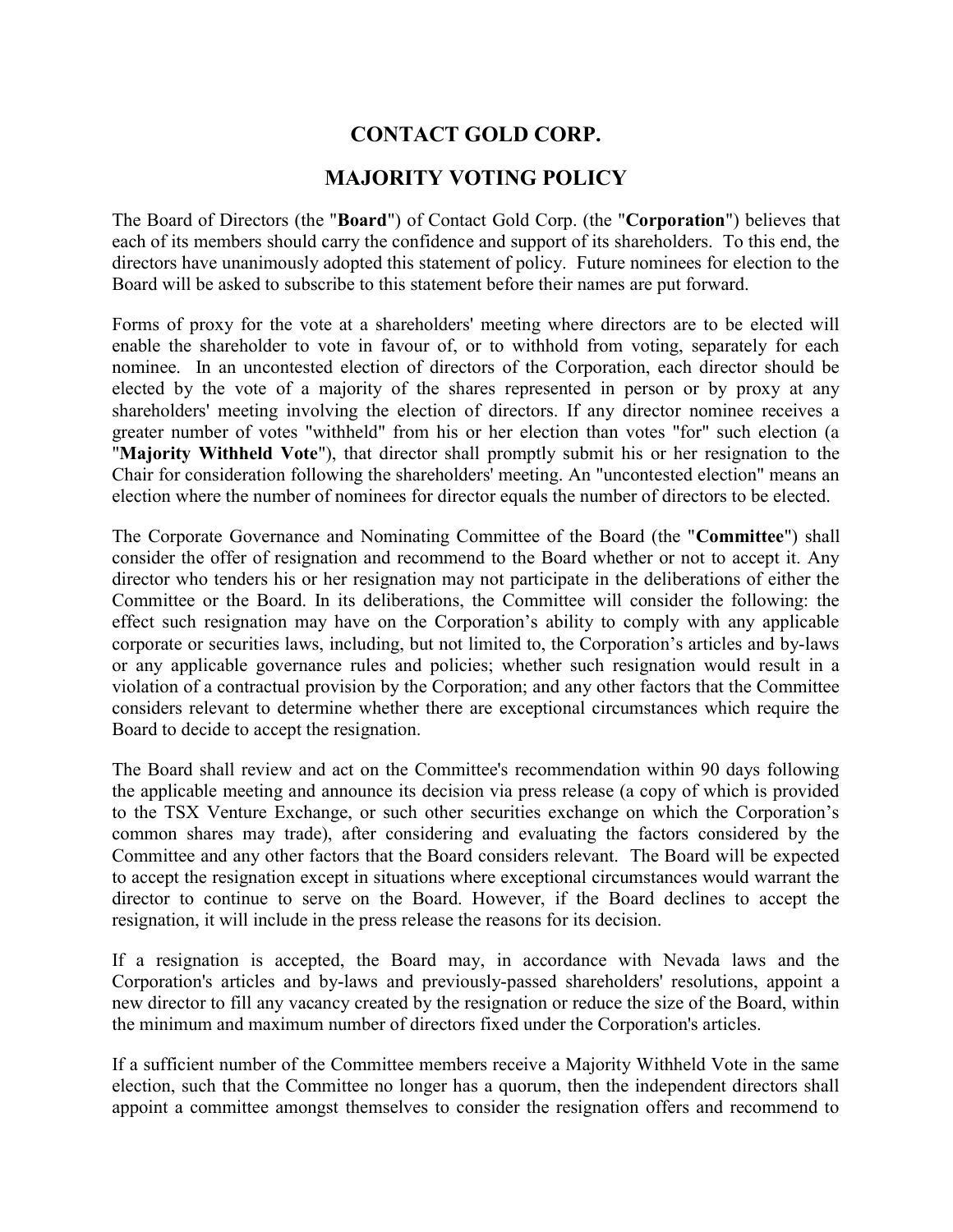# CONTACT GOLD CORP.

## MAJORITY VOTING POLICY

The Board of Directors (the "**Board**") of Contact Gold Corp. (the "**Corporation**") believes that each of its members should carry the confidence and support of its shareholders. To this end, the directors have unanimously adopted this statement of policy. Future nominees for election to the Board will be asked to subscribe to this statement before their names are put forward.

Forms of proxy for the vote at a shareholders' meeting where directors are to be elected will enable the shareholder to vote in favour of, or to withhold from voting, separately for each nominee. In an uncontested election of directors of the Corporation, each director should be elected by the vote of a majority of the shares represented in person or by proxy at any shareholders' meeting involving the election of directors. If any director nominee receives a greater number of votes "withheld" from his or her election than votes "for" such election (a "**Majority Withheld Vote**"), that director shall promptly submit his or her resignation to the Chair for consideration following the shareholders' meeting. An "uncontested election" means an election where the number of nominees for director equals the number of directors to be elected.

The Corporate Governance and Nominating Committee of the Board (the "**Committee**") shall consider the offer of resignation and recommend to the Board whether or not to accept it. Any director who tenders his or her resignation may not participate in the deliberations of either the Committee or the Board. In its deliberations, the Committee will consider the following: the effect such resignation may have on the Corporation's ability to comply with any applicable corporate or securities laws, including, but not limited to, the Corporation's articles and by-laws or any applicable governance rules and policies; whether such resignation would result in a violation of a contractual provision by the Corporation; and any other factors that the Committee considers relevant to determine whether there are exceptional circumstances which require the Board to decide to accept the resignation.

The Board shall review and act on the Committee's recommendation within 90 days following the applicable meeting and announce its decision via press release (a copy of which is provided to the TSX Venture Exchange, or such other securities exchange on which the Corporation's common shares may trade), after considering and evaluating the factors considered by the Committee and any other factors that the Board considers relevant. The Board will be expected to accept the resignation except in situations where exceptional circumstances would warrant the director to continue to serve on the Board. However, if the Board declines to accept the resignation, it will include in the press release the reasons for its decision.

If a resignation is accepted, the Board may, in accordance with Nevada laws and the Corporation's articles and by-laws and previously-passed shareholders' resolutions, appoint a new director to fill any vacancy created by the resignation or reduce the size of the Board, within the minimum and maximum number of directors fixed under the Corporation's articles.

If a sufficient number of the Committee members receive a Majority Withheld Vote in the same election, such that the Committee no longer has a quorum, then the independent directors shall appoint a committee amongst themselves to consider the resignation offers and recommend to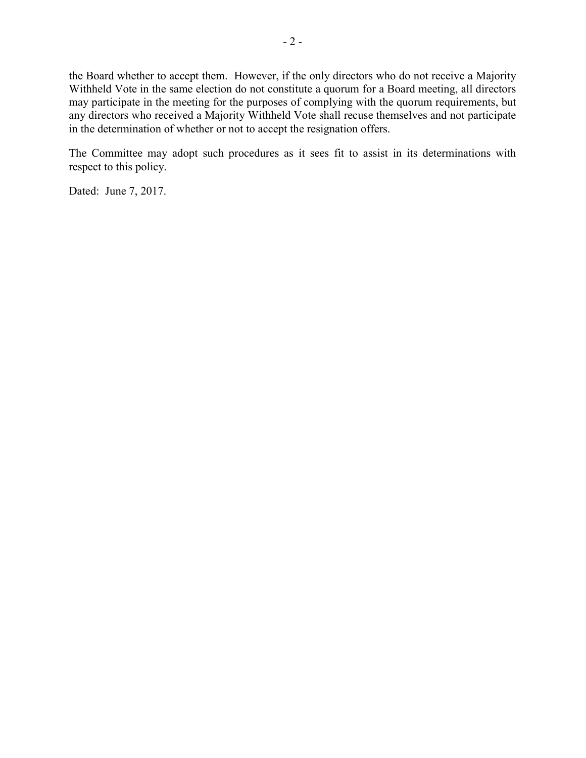the Board whether to accept them. However, if the only directors who do not receive a Majority Withheld Vote in the same election do not constitute a quorum for a Board meeting, all directors may participate in the meeting for the purposes of complying with the quorum requirements, but any directors who received a Majority Withheld Vote shall recuse themselves and not participate in the determination of whether or not to accept the resignation offers.

The Committee may adopt such procedures as it sees fit to assist in its determinations with respect to this policy.

Dated: June 7, 2017.